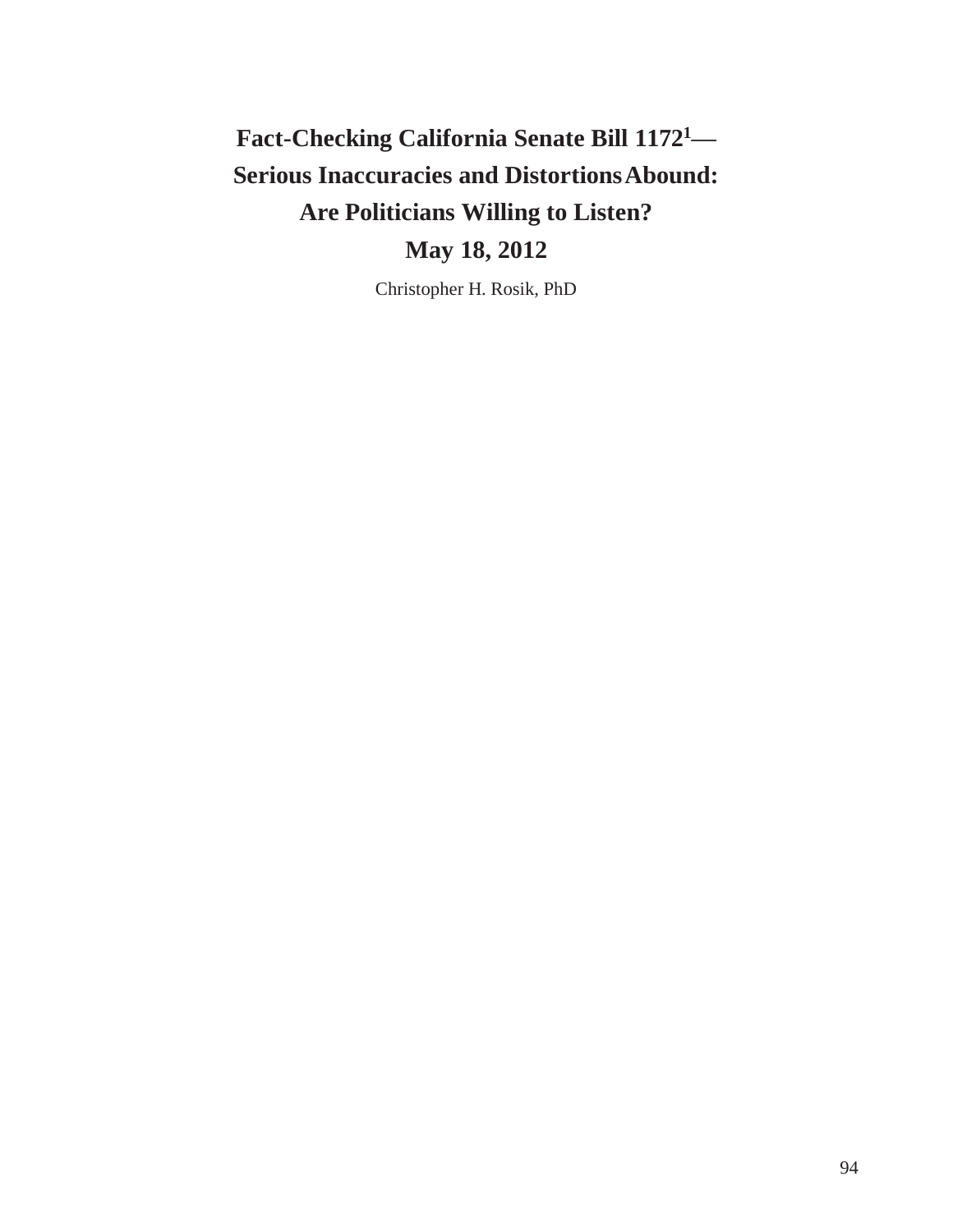# Fact-Checking California Senate Bill 1172[1]—Serious Inaccuracies and Distortions Abound: Are Politicians Willing to Listen?

## May 18, 2012

Christopher H. Rosik, PhD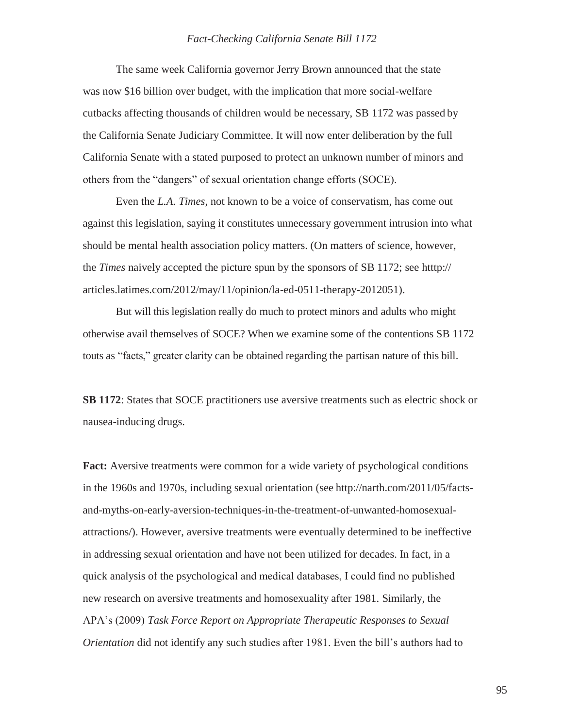The same week California governor Jerry Brown announced that the state was now $16 billion over budget, with the implication that more social-welfare cutbacks affecting thousands of children would be necessary, SB 1172 was passed by the California Senate Judiciary Committee. It will now enter deliberation by the full California Senate with a stated purposed to protect an unknown number of minors and others from the "dangers" of sexual orientation change efforts (SOCE).

Even the *L.A. Times*, not known to be a voice of conservatism, has come out against this legislation, saying it constitutes unnecessary government intrusion into what should be mental health association policy matters. (On matters of science, however, the *Times* naively accepted the picture spun by the sponsors of SB 1172; see htttp://articles.latimes.com/2012/may/11/opinion/la-ed-0511-therapy-2012051).

But will this legislation really do much to protect minors and adults who might otherwise avail themselves of SOCE? When we examine some of the contentions SB 1172 touts as "facts," greater clarity can be obtained regarding the partisan nature of this bill.

**SB 1172**: States that SOCE practitioners use aversive treatments such as electric shock or nausea-inducing drugs.

**Fact:** Aversive treatments were common for a wide variety of psychological conditions in the 1960s and 1970s, including sexual orientation (see http://narth.com/2011/05/facts-and-myths-on-early-aversion-techniques-in-the-treatment-of-unwanted-homosexual-attractions/). However, aversive treatments were eventually determined to be ineffective in addressing sexual orientation and have not been utilized for decades. In fact, in a quick analysis of the psychological and medical databases, I could find no published new research on aversive treatments and homosexuality after 1981. Similarly, the APA's (2009) *Task Force Report on Appropriate Therapeutic Responses to Sexual Orientation* did not identify any such studies after 1981. Even the bill's authors had to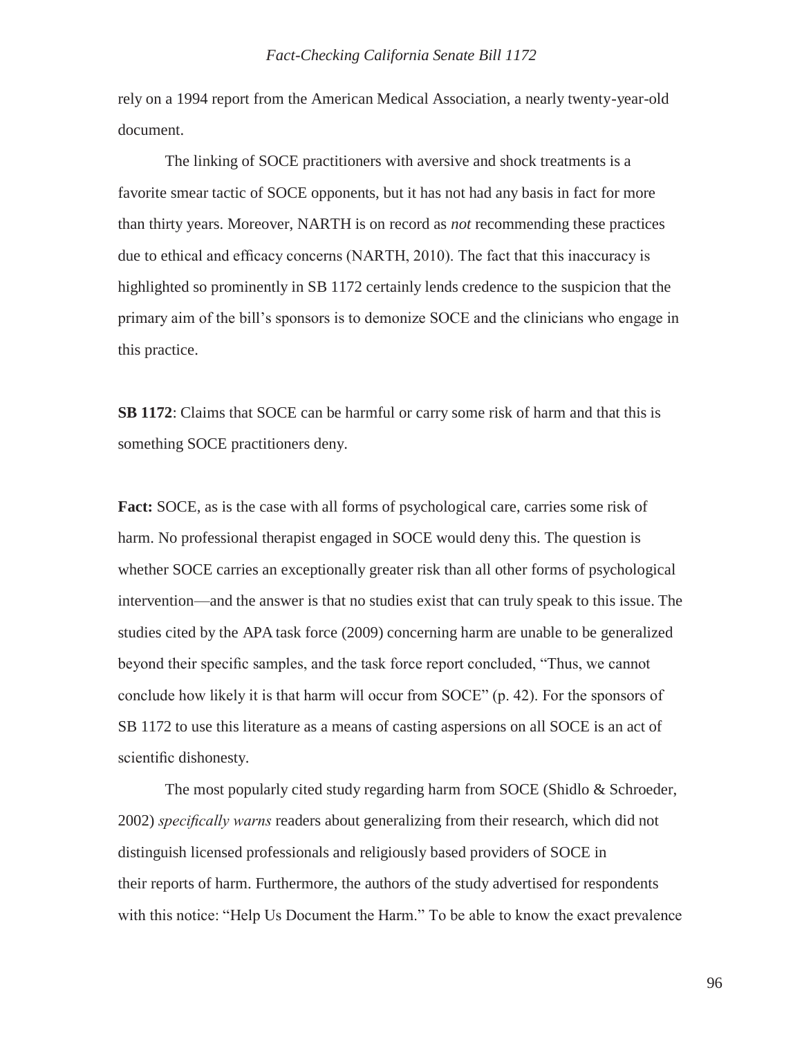rely on a 1994 report from the American Medical Association, a nearly twenty-year-old document.

The linking of SOCE practitioners with aversive and shock treatments is a favorite smear tactic of SOCE opponents, but it has not had any basis in fact for more than thirty years. Moreover, NARTH is on record as *not* recommending these practices due to ethical and efficacy concerns (NARTH, 2010). The fact that this inaccuracy is highlighted so prominently in SB 1172 certainly lends credence to the suspicion that the primary aim of the bill's sponsors is to demonize SOCE and the clinicians who engage in this practice.

**SB 1172**: Claims that SOCE can be harmful or carry some risk of harm and that this is something SOCE practitioners deny.

**Fact:** SOCE, as is the case with all forms of psychological care, carries some risk of harm. No professional therapist engaged in SOCE would deny this. The question is whether SOCE carries an exceptionally greater risk than all other forms of psychological intervention—and the answer is that no studies exist that can truly speak to this issue. The studies cited by the APA task force (2009) concerning harm are unable to be generalized beyond their specific samples, and the task force report concluded, "Thus, we cannot conclude how likely it is that harm will occur from SOCE" (p. 42). For the sponsors of SB 1172 to use this literature as a means of casting aspersions on all SOCE is an act of scientific dishonesty.

The most popularly cited study regarding harm from SOCE (Shidlo & Schroeder, 2002) *specifically warns* readers about generalizing from their research, which did not distinguish licensed professionals and religiously based providers of SOCE in their reports of harm. Furthermore, the authors of the study advertised for respondents with this notice: "Help Us Document the Harm." To be able to know the exact prevalence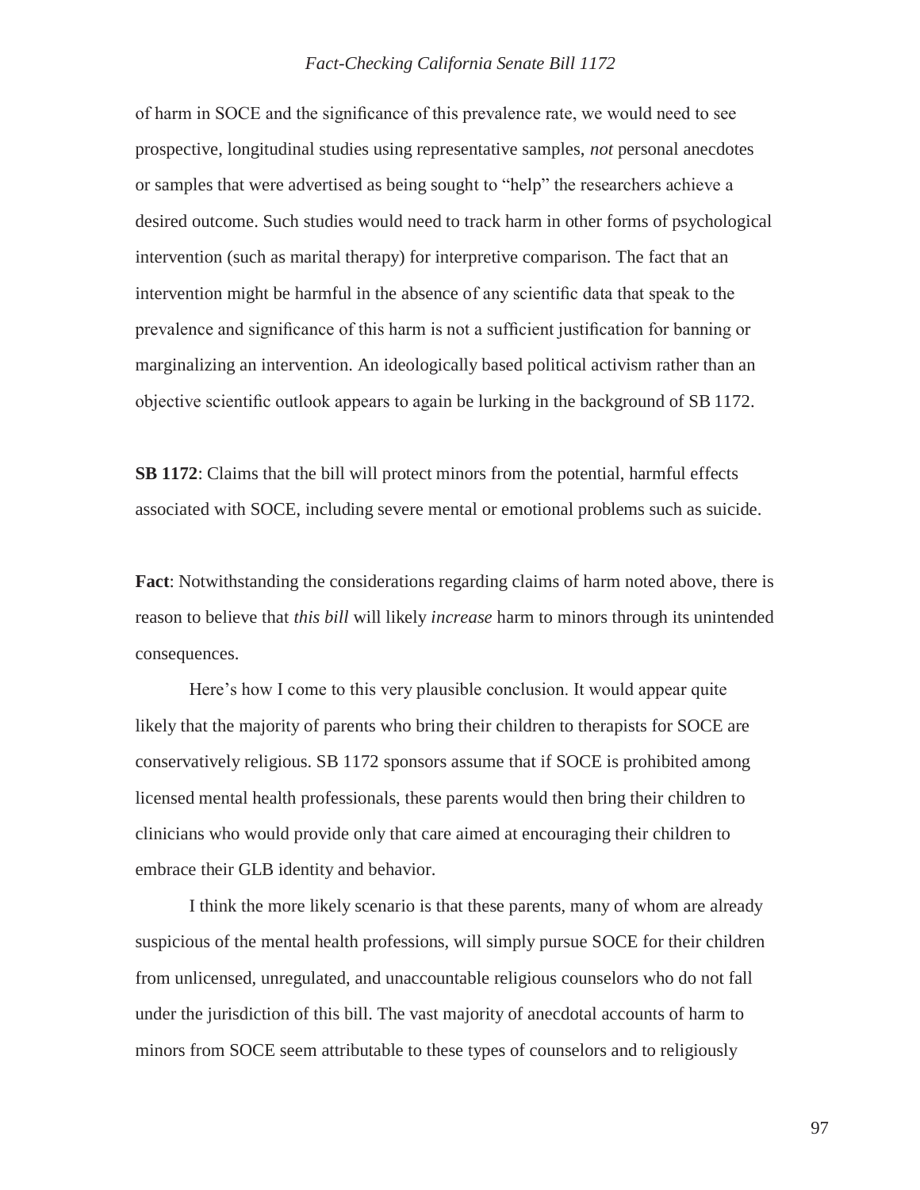of harm in SOCE and the significance of this prevalence rate, we would need to see prospective, longitudinal studies using representative samples, *not* personal anecdotes or samples that were advertised as being sought to "help" the researchers achieve a desired outcome. Such studies would need to track harm in other forms of psychological intervention (such as marital therapy) for interpretive comparison. The fact that an intervention might be harmful in the absence of any scientific data that speak to the prevalence and significance of this harm is not a sufficient justification for banning or marginalizing an intervention. An ideologically based political activism rather than an objective scientific outlook appears to again be lurking in the background of SB 1172.

**SB 1172**: Claims that the bill will protect minors from the potential, harmful effects associated with SOCE, including severe mental or emotional problems such as suicide.

**Fact**: Notwithstanding the considerations regarding claims of harm noted above, there is reason to believe that *this bill* will likely *increase* harm to minors through its unintended consequences.

Here's how I come to this very plausible conclusion. It would appear quite likely that the majority of parents who bring their children to therapists for SOCE are conservatively religious. SB 1172 sponsors assume that if SOCE is prohibited among licensed mental health professionals, these parents would then bring their children to clinicians who would provide only that care aimed at encouraging their children to embrace their GLB identity and behavior.

I think the more likely scenario is that these parents, many of whom are already suspicious of the mental health professions, will simply pursue SOCE for their children from unlicensed, unregulated, and unaccountable religious counselors who do not fall under the jurisdiction of this bill. The vast majority of anecdotal accounts of harm to minors from SOCE seem attributable to these types of counselors and to religiously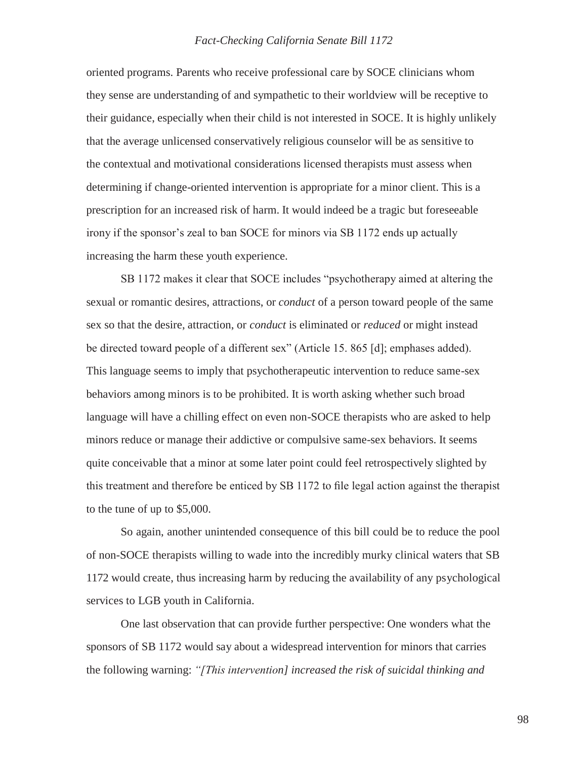oriented programs. Parents who receive professional care by SOCE clinicians whom they sense are understanding of and sympathetic to their worldview will be receptive to their guidance, especially when their child is not interested in SOCE. It is highly unlikely that the average unlicensed conservatively religious counselor will be as sensitive to the contextual and motivational considerations licensed therapists must assess when determining if change-oriented intervention is appropriate for a minor client. This is a prescription for an increased risk of harm. It would indeed be a tragic but foreseeable irony if the sponsor's zeal to ban SOCE for minors via SB 1172 ends up actually increasing the harm these youth experience.

SB 1172 makes it clear that SOCE includes "psychotherapy aimed at altering the sexual or romantic desires, attractions, or *conduct* of a person toward people of the same sex so that the desire, attraction, or *conduct* is eliminated or *reduced* or might instead be directed toward people of a different sex" (Article 15. 865 [d]; emphases added). This language seems to imply that psychotherapeutic intervention to reduce same-sex behaviors among minors is to be prohibited. It is worth asking whether such broad language will have a chilling effect on even non-SOCE therapists who are asked to help minors reduce or manage their addictive or compulsive same-sex behaviors. It seems quite conceivable that a minor at some later point could feel retrospectively slighted by this treatment and therefore be enticed by SB 1172 to file legal action against the therapist to the tune of up to $5,000.

So again, another unintended consequence of this bill could be to reduce the pool of non-SOCE therapists willing to wade into the incredibly murky clinical waters that SB 1172 would create, thus increasing harm by reducing the availability of any psychological services to LGB youth in California.

One last observation that can provide further perspective: One wonders what the sponsors of SB 1172 would say about a widespread intervention for minors that carries the following warning: *"[This intervention] increased the risk of suicidal thinking and*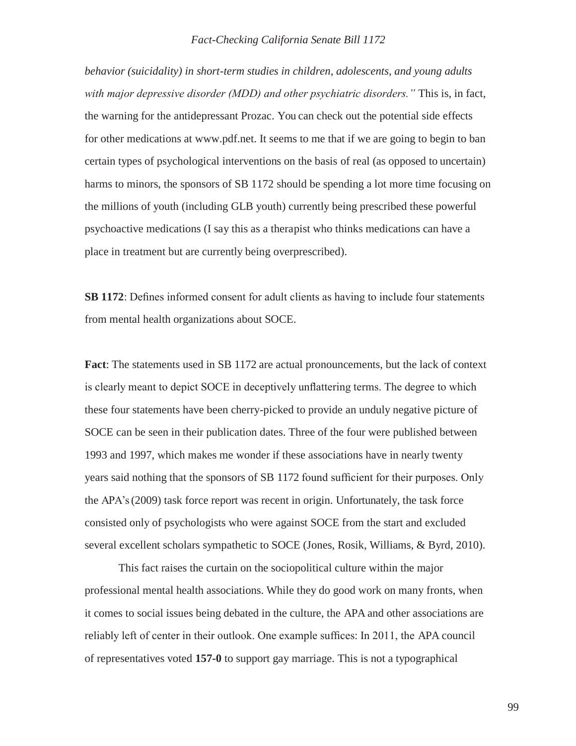*behavior (suicidality) in short-term studies in children, adolescents, and young adults with major depressive disorder (MDD) and other psychiatric disorders."* This is, in fact, the warning for the antidepressant Prozac. You can check out the potential side effects for other medications at www.pdf.net. It seems to me that if we are going to begin to ban certain types of psychological interventions on the basis of real (as opposed to uncertain) harms to minors, the sponsors of SB 1172 should be spending a lot more time focusing on the millions of youth (including GLB youth) currently being prescribed these powerful psychoactive medications (I say this as a therapist who thinks medications can have a place in treatment but are currently being overprescribed).

**SB 1172**: Defines informed consent for adult clients as having to include four statements from mental health organizations about SOCE.

**Fact**: The statements used in SB 1172 are actual pronouncements, but the lack of context is clearly meant to depict SOCE in deceptively unflattering terms. The degree to which these four statements have been cherry-picked to provide an unduly negative picture of SOCE can be seen in their publication dates. Three of the four were published between 1993 and 1997, which makes me wonder if these associations have in nearly twenty years said nothing that the sponsors of SB 1172 found sufficient for their purposes. Only the APA's (2009) task force report was recent in origin. Unfortunately, the task force consisted only of psychologists who were against SOCE from the start and excluded several excellent scholars sympathetic to SOCE (Jones, Rosik, Williams, & Byrd, 2010).

This fact raises the curtain on the sociopolitical culture within the major professional mental health associations. While they do good work on many fronts, when it comes to social issues being debated in the culture, the APA and other associations are reliably left of center in their outlook. One example suffices: In 2011, the APA council of representatives voted **157-0** to support gay marriage. This is not a typographical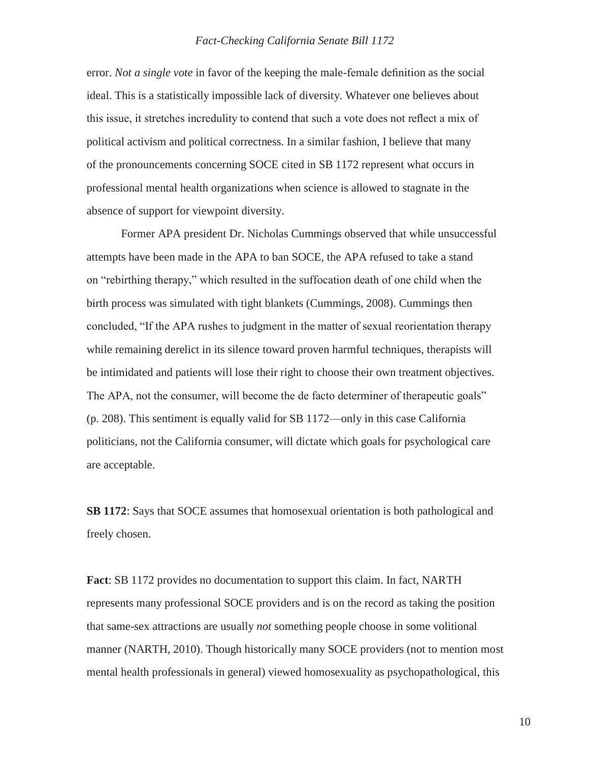error. *Not a single vote* in favor of the keeping the male-female definition as the social ideal. This is a statistically impossible lack of diversity. Whatever one believes about this issue, it stretches incredulity to contend that such a vote does not reflect a mix of political activism and political correctness. In a similar fashion, I believe that many of the pronouncements concerning SOCE cited in SB 1172 represent what occurs in professional mental health organizations when science is allowed to stagnate in the absence of support for viewpoint diversity.

Former APA president Dr. Nicholas Cummings observed that while unsuccessful attempts have been made in the APA to ban SOCE, the APA refused to take a stand on "rebirthing therapy," which resulted in the suffocation death of one child when the birth process was simulated with tight blankets (Cummings, 2008). Cummings then concluded, "If the APA rushes to judgment in the matter of sexual reorientation therapy while remaining derelict in its silence toward proven harmful techniques, therapists will be intimidated and patients will lose their right to choose their own treatment objectives. The APA, not the consumer, will become the de facto determiner of therapeutic goals" (p. 208). This sentiment is equally valid for SB 1172—only in this case California politicians, not the California consumer, will dictate which goals for psychological care are acceptable.

**SB 1172**: Says that SOCE assumes that homosexual orientation is both pathological and freely chosen.

**Fact**: SB 1172 provides no documentation to support this claim. In fact, NARTH represents many professional SOCE providers and is on the record as taking the position that same-sex attractions are usually *not* something people choose in some volitional manner (NARTH, 2010). Though historically many SOCE providers (not to mention most mental health professionals in general) viewed homosexuality as psychopathological, this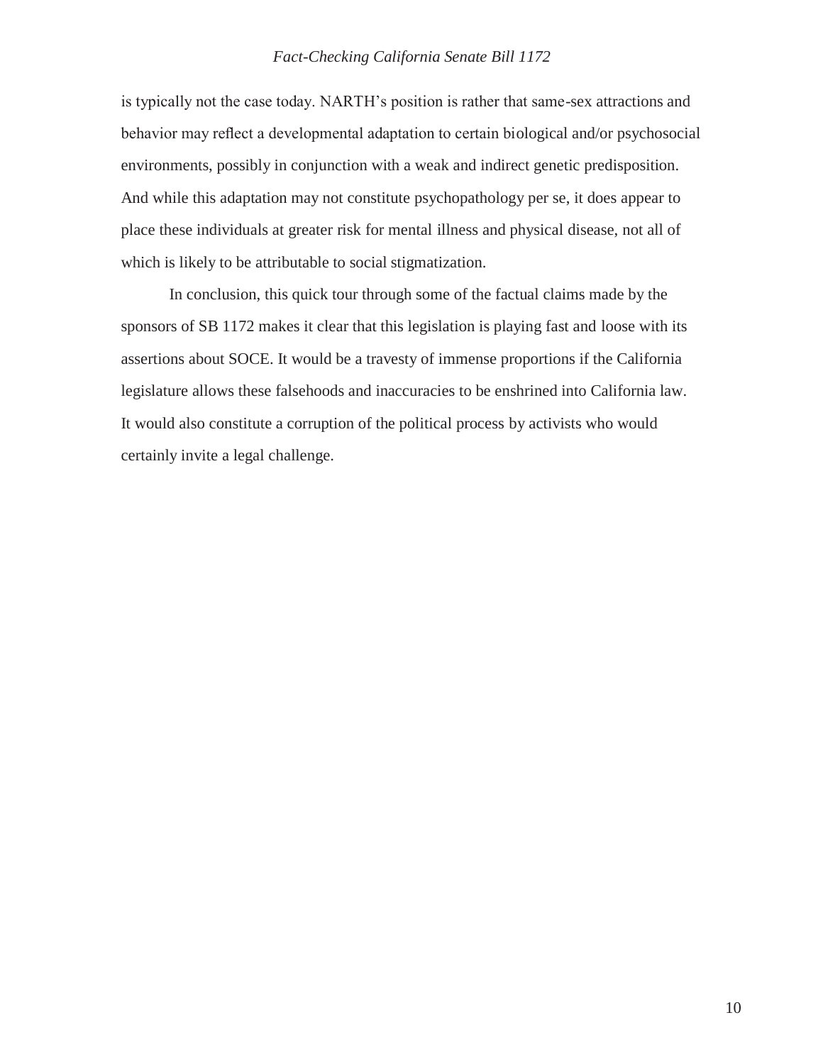is typically not the case today. NARTH's position is rather that same-sex attractions and behavior may reflect a developmental adaptation to certain biological and/or psychosocial environments, possibly in conjunction with a weak and indirect genetic predisposition. And while this adaptation may not constitute psychopathology per se, it does appear to place these individuals at greater risk for mental illness and physical disease, not all of which is likely to be attributable to social stigmatization.

In conclusion, this quick tour through some of the factual claims made by the sponsors of SB 1172 makes it clear that this legislation is playing fast and loose with its assertions about SOCE. It would be a travesty of immense proportions if the California legislature allows these falsehoods and inaccuracies to be enshrined into California law. It would also constitute a corruption of the political process by activists who would certainly invite a legal challenge.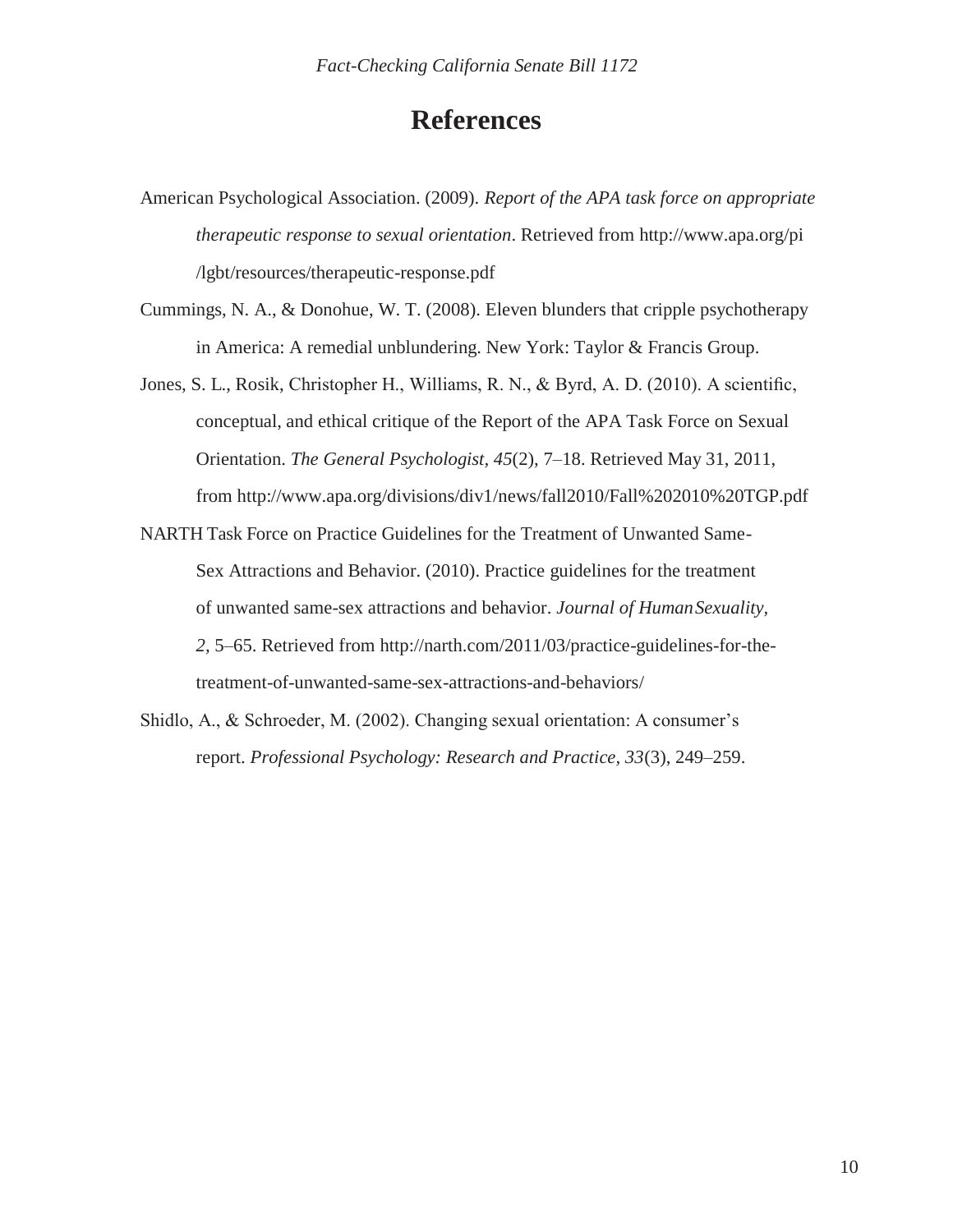# References

American Psychological Association. (2009). *Report of the APA task force on appropriate therapeutic response to sexual orientation*. Retrieved from http://www.apa.org/pi/lgbt/resources/therapeutic-response.pdf

Cummings, N. A., & Donohue, W. T. (2008). Eleven blunders that cripple psychotherapy in America: A remedial unblundering. New York: Taylor & Francis Group.

Jones, S. L., Rosik, Christopher H., Williams, R. N., & Byrd, A. D. (2010). A scientific, conceptual, and ethical critique of the Report of the APA Task Force on Sexual Orientation. *The General Psychologist*, *45*(2), 7–18. Retrieved May 31, 2011, from http://www.apa.org/divisions/div1/news/fall2010/Fall%202010%20TGP.pdf

NARTH Task Force on Practice Guidelines for the Treatment of Unwanted Same-Sex Attractions and Behavior. (2010). Practice guidelines for the treatment of unwanted same-sex attractions and behavior. *Journal of Human Sexuality, 2,* 5–65. Retrieved from http://narth.com/2011/03/practice-guidelines-for-the-treatment-of-unwanted-same-sex-attractions-and-behaviors/

Shidlo, A., & Schroeder, M. (2002). Changing sexual orientation: A consumer's report. *Professional Psychology: Research and Practice, 33*(3), 249–259.